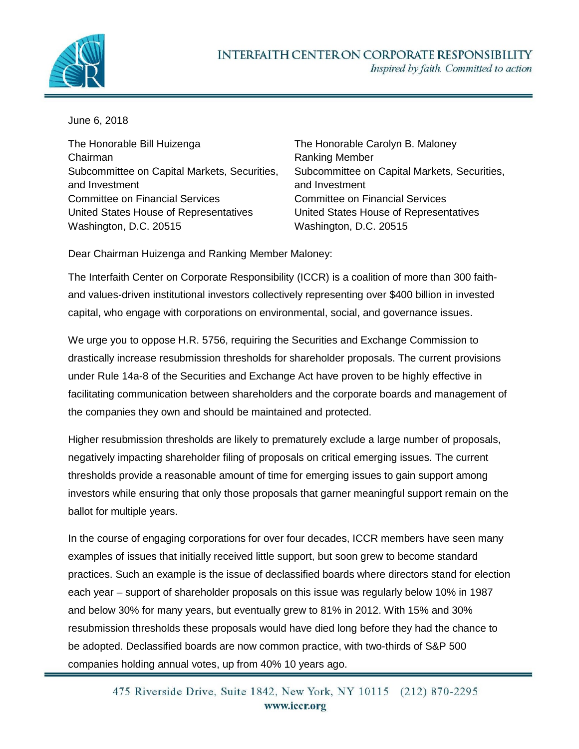# INTERFAITH CENTER ON CORPORATE RESPONSIBILITY

*Inspired by faith. Committed to action*

June 6, 2018

The Honorable Bill Huizenga
Chairman
Subcommittee on Capital Markets, Securities, and Investment
Committee on Financial Services
United States House of Representatives
Washington, D.C. 20515

The Honorable Carolyn B. Maloney
Ranking Member
Subcommittee on Capital Markets, Securities, and Investment
Committee on Financial Services
United States House of Representatives
Washington, D.C. 20515

Dear Chairman Huizenga and Ranking Member Maloney:

The Interfaith Center on Corporate Responsibility (ICCR) is a coalition of more than 300 faith- and values-driven institutional investors collectively representing over $400 billion in invested capital, who engage with corporations on environmental, social, and governance issues.

We urge you to oppose H.R. 5756, requiring the Securities and Exchange Commission to drastically increase resubmission thresholds for shareholder proposals. The current provisions under Rule 14a-8 of the Securities and Exchange Act have proven to be highly effective in facilitating communication between shareholders and the corporate boards and management of the companies they own and should be maintained and protected.

Higher resubmission thresholds are likely to prematurely exclude a large number of proposals, negatively impacting shareholder filing of proposals on critical emerging issues. The current thresholds provide a reasonable amount of time for emerging issues to gain support among investors while ensuring that only those proposals that garner meaningful support remain on the ballot for multiple years.

In the course of engaging corporations for over four decades, ICCR members have seen many examples of issues that initially received little support, but soon grew to become standard practices. Such an example is the issue of declassified boards where directors stand for election each year – support of shareholder proposals on this issue was regularly below 10% in 1987 and below 30% for many years, but eventually grew to 81% in 2012. With 15% and 30% resubmission thresholds these proposals would have died long before they had the chance to be adopted. Declassified boards are now common practice, with two-thirds of S&P 500 companies holding annual votes, up from 40% 10 years ago.

475 Riverside Drive, Suite 1842, New York, NY 10115 (212) 870-2295
www.iccr.org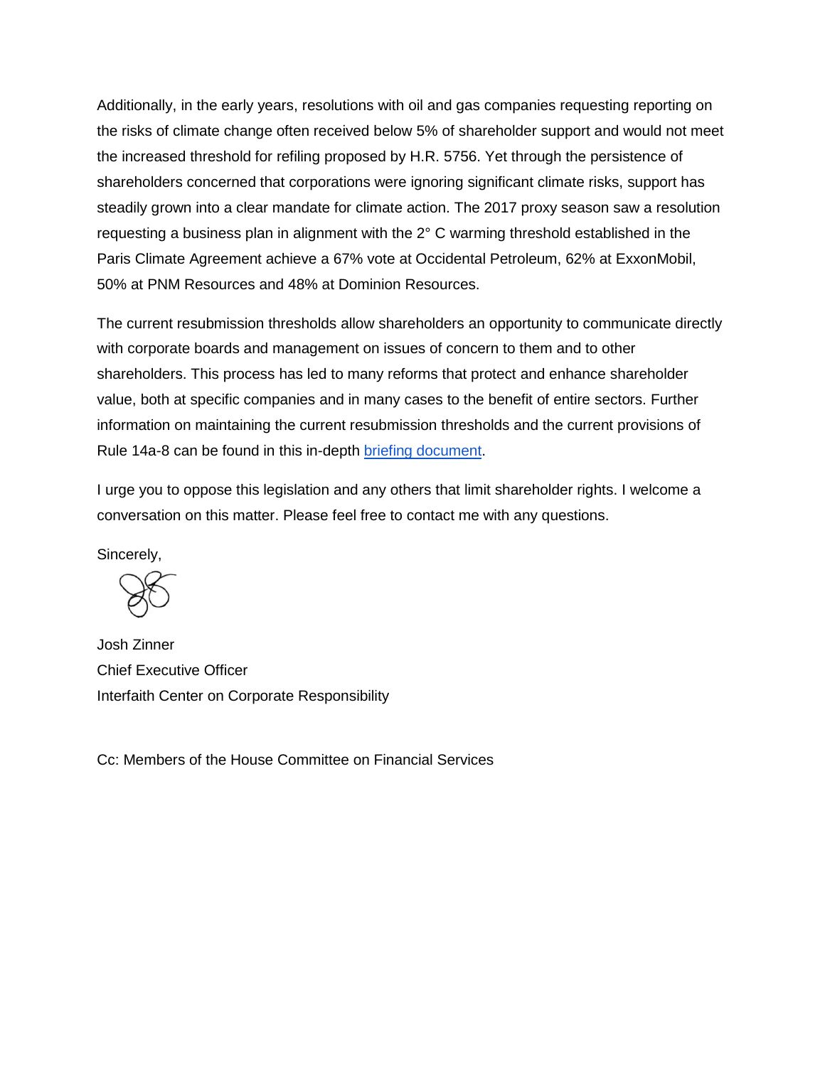Additionally, in the early years, resolutions with oil and gas companies requesting reporting on the risks of climate change often received below 5% of shareholder support and would not meet the increased threshold for refiling proposed by H.R. 5756. Yet through the persistence of shareholders concerned that corporations were ignoring significant climate risks, support has steadily grown into a clear mandate for climate action. The 2017 proxy season saw a resolution requesting a business plan in alignment with the 2° C warming threshold established in the Paris Climate Agreement achieve a 67% vote at Occidental Petroleum, 62% at ExxonMobil, 50% at PNM Resources and 48% at Dominion Resources.

The current resubmission thresholds allow shareholders an opportunity to communicate directly with corporate boards and management on issues of concern to them and to other shareholders. This process has led to many reforms that protect and enhance shareholder value, both at specific companies and in many cases to the benefit of entire sectors. Further information on maintaining the current resubmission thresholds and the current provisions of Rule 14a-8 can be found in this in-depth briefing document.

I urge you to oppose this legislation and any others that limit shareholder rights. I welcome a conversation on this matter. Please feel free to contact me with any questions.

Sincerely,

Josh Zinner
Chief Executive Officer
Interfaith Center on Corporate Responsibility

Cc: Members of the House Committee on Financial Services